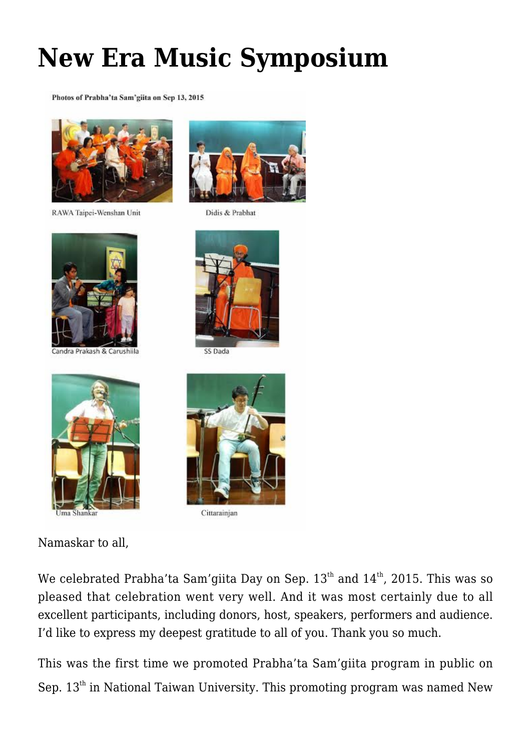# New Era Music Symposium

Photos of Prabha'ta Sam'giita on Sep 13, 2015

RAWA Taipei-Wenshan Unit

Didis & Prabhat

Candra Prakash & Carushiila

SS Dada

Uma Shankar

Cittarainjan

Namaskar to all,

We celebrated Prabha'ta Sam'giita Day on Sep. 13th and 14th, 2015. This was so pleased that celebration went very well. And it was most certainly due to all excellent participants, including donors, host, speakers, performers and audience. I'd like to express my deepest gratitude to all of you. Thank you so much.

This was the first time we promoted Prabha'ta Sam'giita program in public on Sep. 13th in National Taiwan University. This promoting program was named New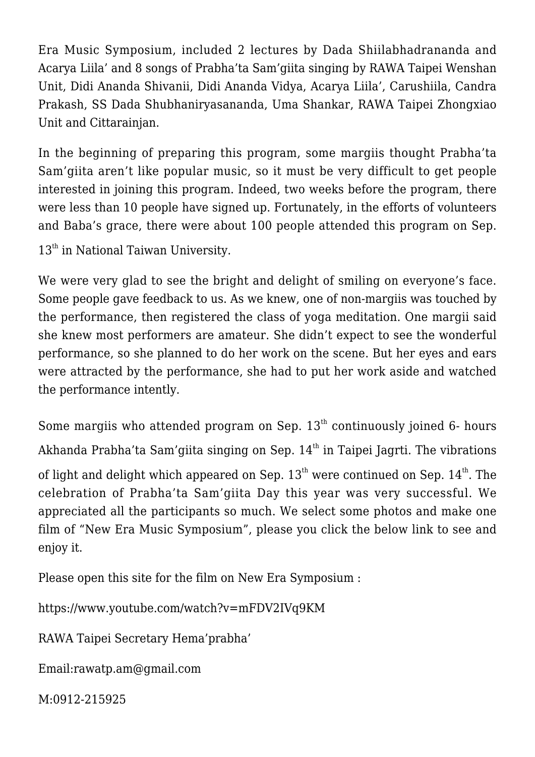Era Music Symposium, included 2 lectures by Dada Shiilabhadrananda and Acarya Liila' and 8 songs of Prabha'ta Sam'giita singing by RAWA Taipei Wenshan Unit, Didi Ananda Shivanii, Didi Ananda Vidya, Acarya Liila', Carushiila, Candra Prakash, SS Dada Shubhaniryasananda, Uma Shankar, RAWA Taipei Zhongxiao Unit and Cittarainjan.

In the beginning of preparing this program, some margiis thought Prabha'ta Sam'giita aren't like popular music, so it must be very difficult to get people interested in joining this program. Indeed, two weeks before the program, there were less than 10 people have signed up. Fortunately, in the efforts of volunteers and Baba's grace, there were about 100 people attended this program on Sep. 13th in National Taiwan University.

We were very glad to see the bright and delight of smiling on everyone's face. Some people gave feedback to us. As we knew, one of non-margiis was touched by the performance, then registered the class of yoga meditation. One margii said she knew most performers are amateur. She didn't expect to see the wonderful performance, so she planned to do her work on the scene. But her eyes and ears were attracted by the performance, she had to put her work aside and watched the performance intently.

Some margiis who attended program on Sep. 13th continuously joined 6- hours Akhanda Prabha'ta Sam'giita singing on Sep. 14th in Taipei Jagrti. The vibrations of light and delight which appeared on Sep. 13th were continued on Sep. 14th. The celebration of Prabha'ta Sam'giita Day this year was very successful. We appreciated all the participants so much. We select some photos and make one film of "New Era Music Symposium", please you click the below link to see and enjoy it.

Please open this site for the film on New Era Symposium :

https://www.youtube.com/watch?v=mFDV2IVq9KM

RAWA Taipei Secretary Hema'prabha'

Email:rawatp.am@gmail.com

M:0912-215925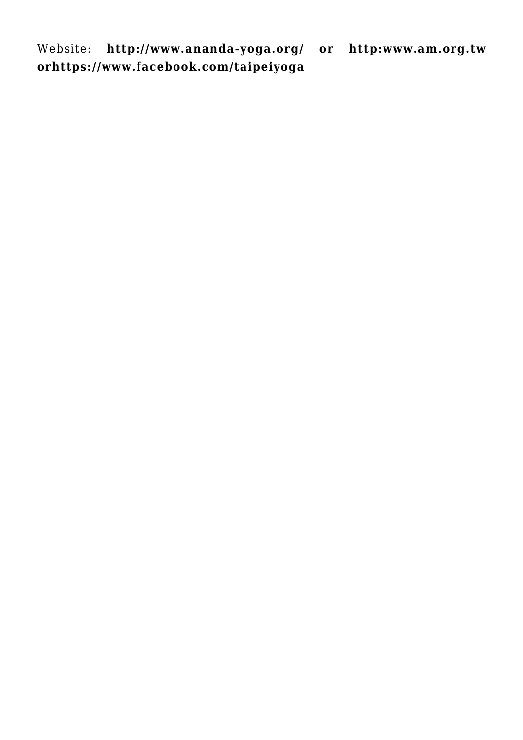Website: **http://www.ananda-yoga.org/ or http:www.am.org.tw orhttps://www.facebook.com/taipeiyoga**